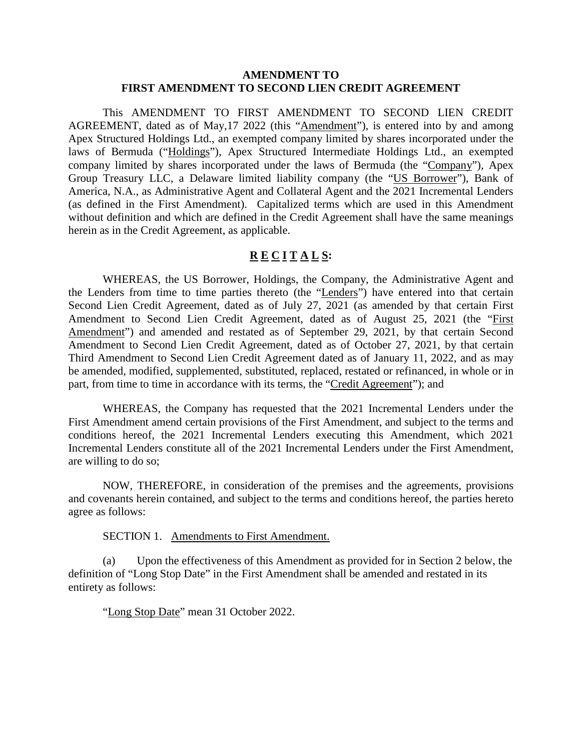# AMENDMENT TO
# FIRST AMENDMENT TO SECOND LIEN CREDIT AGREEMENT

This AMENDMENT TO FIRST AMENDMENT TO SECOND LIEN CREDIT AGREEMENT, dated as of May,17 2022 (this "Amendment"), is entered into by and among Apex Structured Holdings Ltd., an exempted company limited by shares incorporated under the laws of Bermuda ("Holdings"), Apex Structured Intermediate Holdings Ltd., an exempted company limited by shares incorporated under the laws of Bermuda (the "Company"), Apex Group Treasury LLC, a Delaware limited liability company (the "US Borrower"), Bank of America, N.A., as Administrative Agent and Collateral Agent and the 2021 Incremental Lenders (as defined in the First Amendment). Capitalized terms which are used in this Amendment without definition and which are defined in the Credit Agreement shall have the same meanings herein as in the Credit Agreement, as applicable.

## R E C I T A L S:

WHEREAS, the US Borrower, Holdings, the Company, the Administrative Agent and the Lenders from time to time parties thereto (the "Lenders") have entered into that certain Second Lien Credit Agreement, dated as of July 27, 2021 (as amended by that certain First Amendment to Second Lien Credit Agreement, dated as of August 25, 2021 (the "First Amendment") and amended and restated as of September 29, 2021, by that certain Second Amendment to Second Lien Credit Agreement, dated as of October 27, 2021, by that certain Third Amendment to Second Lien Credit Agreement dated as of January 11, 2022, and as may be amended, modified, supplemented, substituted, replaced, restated or refinanced, in whole or in part, from time to time in accordance with its terms, the "Credit Agreement"); and

WHEREAS, the Company has requested that the 2021 Incremental Lenders under the First Amendment amend certain provisions of the First Amendment, and subject to the terms and conditions hereof, the 2021 Incremental Lenders executing this Amendment, which 2021 Incremental Lenders constitute all of the 2021 Incremental Lenders under the First Amendment, are willing to do so;

NOW, THEREFORE, in consideration of the premises and the agreements, provisions and covenants herein contained, and subject to the terms and conditions hereof, the parties hereto agree as follows:

SECTION 1. Amendments to First Amendment.

(a) Upon the effectiveness of this Amendment as provided for in Section 2 below, the definition of "Long Stop Date" in the First Amendment shall be amended and restated in its entirety as follows:

"Long Stop Date" mean 31 October 2022.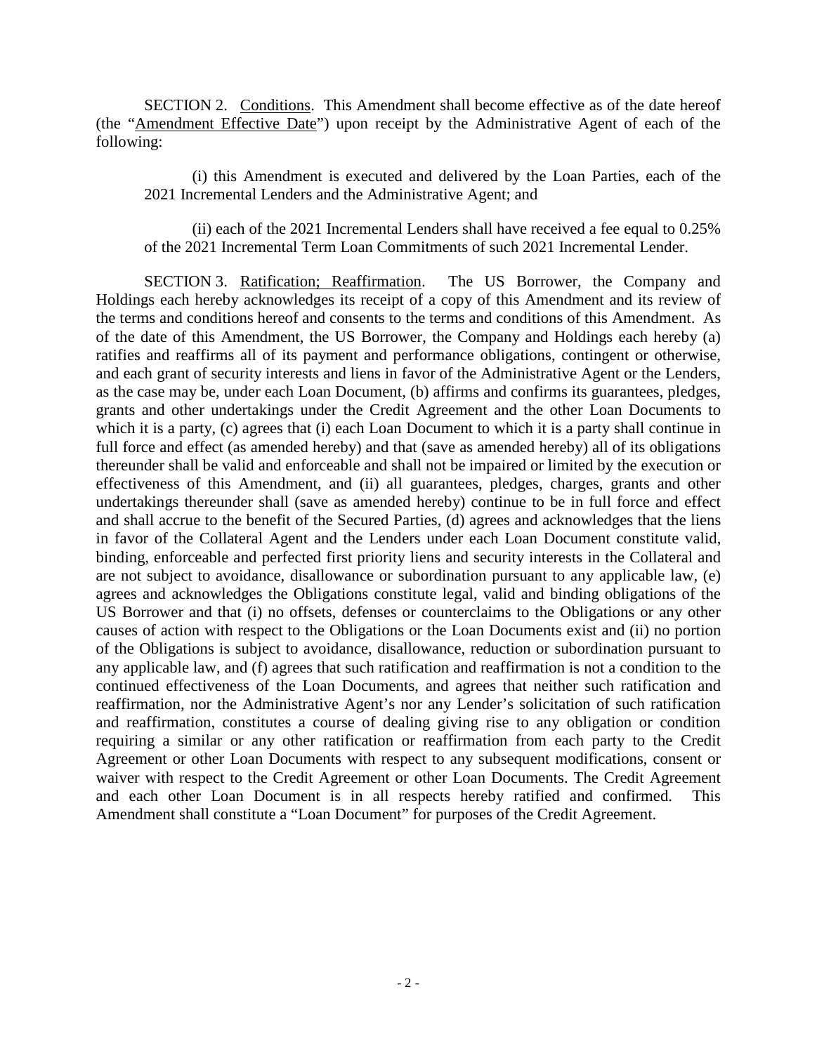SECTION 2. Conditions. This Amendment shall become effective as of the date hereof (the "Amendment Effective Date") upon receipt by the Administrative Agent of each of the following:

(i) this Amendment is executed and delivered by the Loan Parties, each of the 2021 Incremental Lenders and the Administrative Agent; and

(ii) each of the 2021 Incremental Lenders shall have received a fee equal to 0.25% of the 2021 Incremental Term Loan Commitments of such 2021 Incremental Lender.

SECTION 3. Ratification; Reaffirmation. The US Borrower, the Company and Holdings each hereby acknowledges its receipt of a copy of this Amendment and its review of the terms and conditions hereof and consents to the terms and conditions of this Amendment. As of the date of this Amendment, the US Borrower, the Company and Holdings each hereby (a) ratifies and reaffirms all of its payment and performance obligations, contingent or otherwise, and each grant of security interests and liens in favor of the Administrative Agent or the Lenders, as the case may be, under each Loan Document, (b) affirms and confirms its guarantees, pledges, grants and other undertakings under the Credit Agreement and the other Loan Documents to which it is a party, (c) agrees that (i) each Loan Document to which it is a party shall continue in full force and effect (as amended hereby) and that (save as amended hereby) all of its obligations thereunder shall be valid and enforceable and shall not be impaired or limited by the execution or effectiveness of this Amendment, and (ii) all guarantees, pledges, charges, grants and other undertakings thereunder shall (save as amended hereby) continue to be in full force and effect and shall accrue to the benefit of the Secured Parties, (d) agrees and acknowledges that the liens in favor of the Collateral Agent and the Lenders under each Loan Document constitute valid, binding, enforceable and perfected first priority liens and security interests in the Collateral and are not subject to avoidance, disallowance or subordination pursuant to any applicable law, (e) agrees and acknowledges the Obligations constitute legal, valid and binding obligations of the US Borrower and that (i) no offsets, defenses or counterclaims to the Obligations or any other causes of action with respect to the Obligations or the Loan Documents exist and (ii) no portion of the Obligations is subject to avoidance, disallowance, reduction or subordination pursuant to any applicable law, and (f) agrees that such ratification and reaffirmation is not a condition to the continued effectiveness of the Loan Documents, and agrees that neither such ratification and reaffirmation, nor the Administrative Agent's nor any Lender's solicitation of such ratification and reaffirmation, constitutes a course of dealing giving rise to any obligation or condition requiring a similar or any other ratification or reaffirmation from each party to the Credit Agreement or other Loan Documents with respect to any subsequent modifications, consent or waiver with respect to the Credit Agreement or other Loan Documents. The Credit Agreement and each other Loan Document is in all respects hereby ratified and confirmed. This Amendment shall constitute a "Loan Document" for purposes of the Credit Agreement.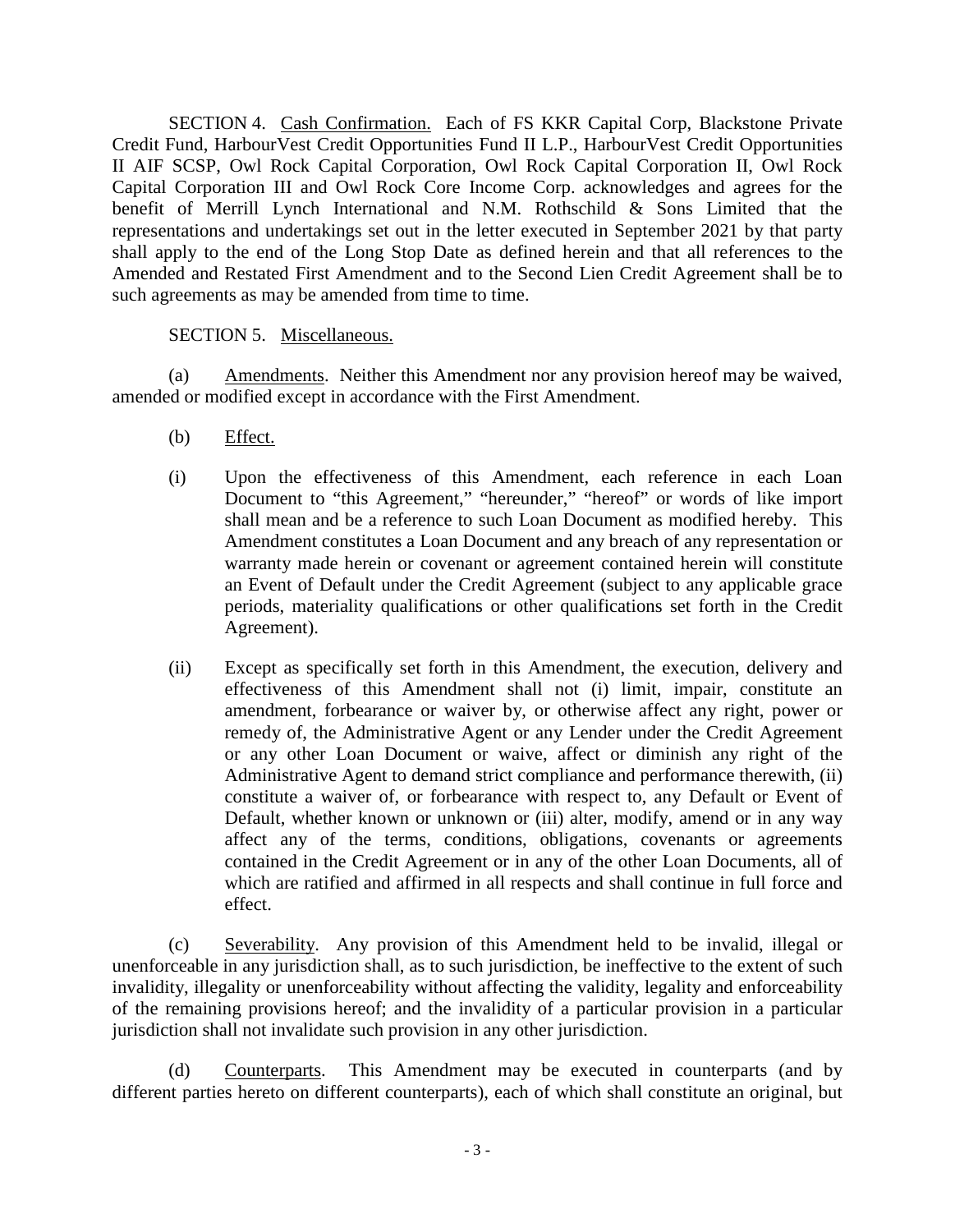SECTION 4. Cash Confirmation. Each of FS KKR Capital Corp, Blackstone Private Credit Fund, HarbourVest Credit Opportunities Fund II L.P., HarbourVest Credit Opportunities II AIF SCSP, Owl Rock Capital Corporation, Owl Rock Capital Corporation II, Owl Rock Capital Corporation III and Owl Rock Core Income Corp. acknowledges and agrees for the benefit of Merrill Lynch International and N.M. Rothschild & Sons Limited that the representations and undertakings set out in the letter executed in September 2021 by that party shall apply to the end of the Long Stop Date as defined herein and that all references to the Amended and Restated First Amendment and to the Second Lien Credit Agreement shall be to such agreements as may be amended from time to time.

SECTION 5. Miscellaneous.

(a) Amendments. Neither this Amendment nor any provision hereof may be waived, amended or modified except in accordance with the First Amendment.

(b) Effect.

(i) Upon the effectiveness of this Amendment, each reference in each Loan Document to "this Agreement," "hereunder," "hereof" or words of like import shall mean and be a reference to such Loan Document as modified hereby. This Amendment constitutes a Loan Document and any breach of any representation or warranty made herein or covenant or agreement contained herein will constitute an Event of Default under the Credit Agreement (subject to any applicable grace periods, materiality qualifications or other qualifications set forth in the Credit Agreement).

(ii) Except as specifically set forth in this Amendment, the execution, delivery and effectiveness of this Amendment shall not (i) limit, impair, constitute an amendment, forbearance or waiver by, or otherwise affect any right, power or remedy of, the Administrative Agent or any Lender under the Credit Agreement or any other Loan Document or waive, affect or diminish any right of the Administrative Agent to demand strict compliance and performance therewith, (ii) constitute a waiver of, or forbearance with respect to, any Default or Event of Default, whether known or unknown or (iii) alter, modify, amend or in any way affect any of the terms, conditions, obligations, covenants or agreements contained in the Credit Agreement or in any of the other Loan Documents, all of which are ratified and affirmed in all respects and shall continue in full force and effect.

(c) Severability. Any provision of this Amendment held to be invalid, illegal or unenforceable in any jurisdiction shall, as to such jurisdiction, be ineffective to the extent of such invalidity, illegality or unenforceability without affecting the validity, legality and enforceability of the remaining provisions hereof; and the invalidity of a particular provision in a particular jurisdiction shall not invalidate such provision in any other jurisdiction.

(d) Counterparts. This Amendment may be executed in counterparts (and by different parties hereto on different counterparts), each of which shall constitute an original, but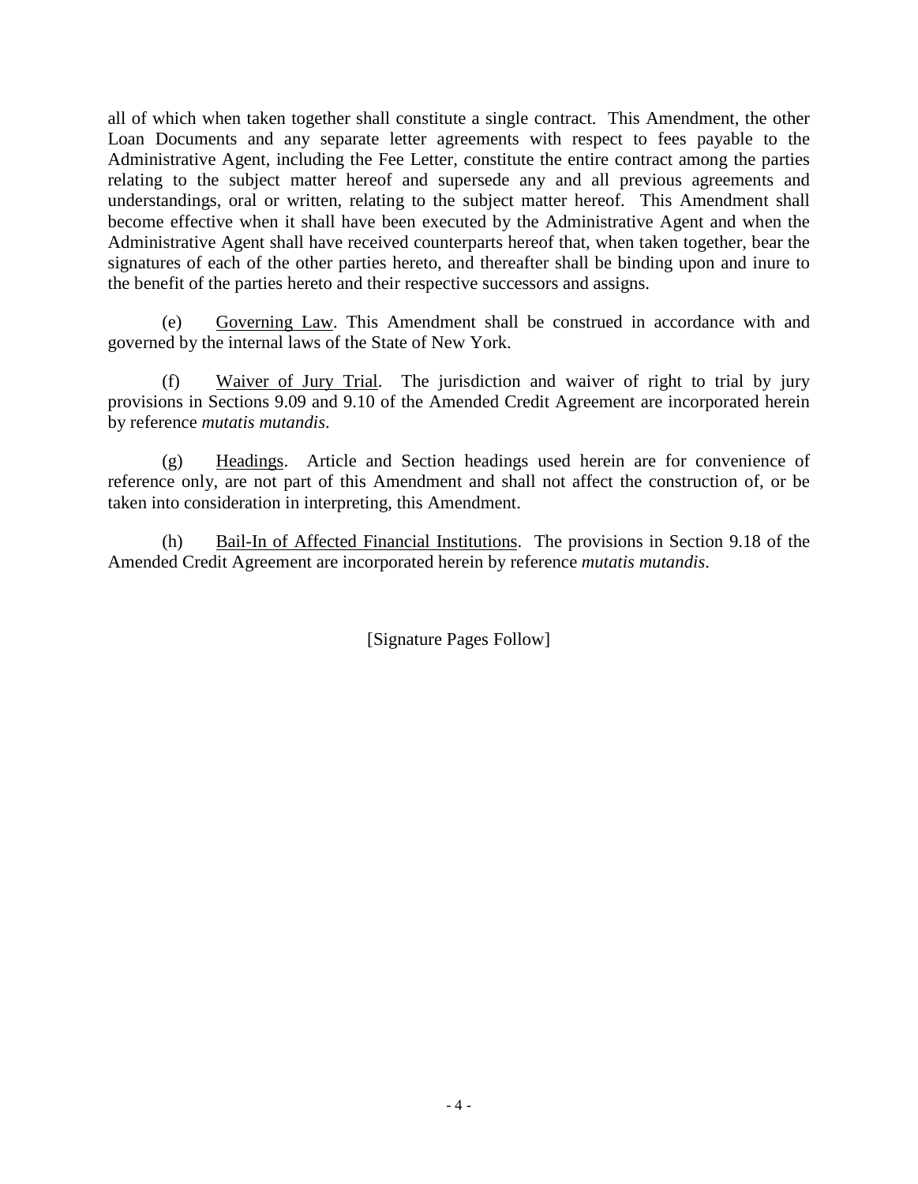all of which when taken together shall constitute a single contract. This Amendment, the other Loan Documents and any separate letter agreements with respect to fees payable to the Administrative Agent, including the Fee Letter, constitute the entire contract among the parties relating to the subject matter hereof and supersede any and all previous agreements and understandings, oral or written, relating to the subject matter hereof. This Amendment shall become effective when it shall have been executed by the Administrative Agent and when the Administrative Agent shall have received counterparts hereof that, when taken together, bear the signatures of each of the other parties hereto, and thereafter shall be binding upon and inure to the benefit of the parties hereto and their respective successors and assigns.

(e) Governing Law. This Amendment shall be construed in accordance with and governed by the internal laws of the State of New York.

(f) Waiver of Jury Trial. The jurisdiction and waiver of right to trial by jury provisions in Sections 9.09 and 9.10 of the Amended Credit Agreement are incorporated herein by reference *mutatis mutandis*.

(g) Headings. Article and Section headings used herein are for convenience of reference only, are not part of this Amendment and shall not affect the construction of, or be taken into consideration in interpreting, this Amendment.

(h) Bail-In of Affected Financial Institutions. The provisions in Section 9.18 of the Amended Credit Agreement are incorporated herein by reference *mutatis mutandis*.

[Signature Pages Follow]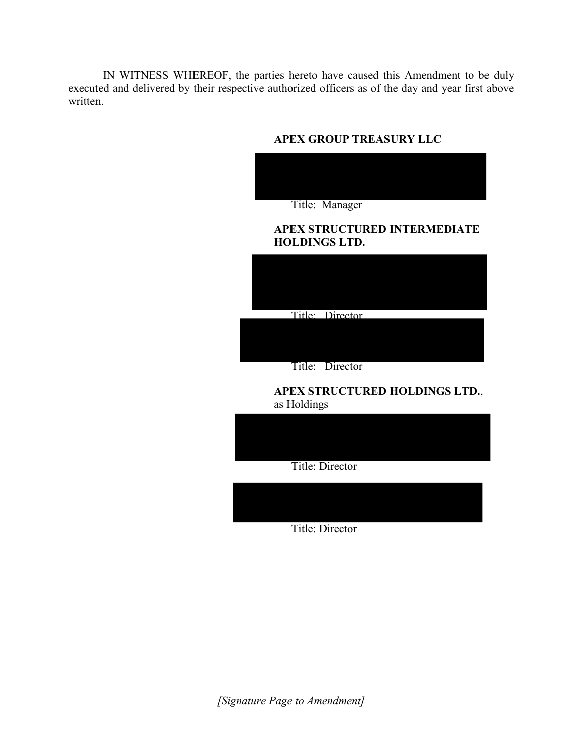IN WITNESS WHEREOF, the parties hereto have caused this Amendment to be duly executed and delivered by their respective authorized officers as of the day and year first above written.

**APEX GROUP TREASURY LLC**

Title: Manager

**APEX STRUCTURED INTERMEDIATE HOLDINGS LTD.**

Title: Director

Title: Director

**APEX STRUCTURED HOLDINGS LTD.**, as Holdings

Title: Director

Title: Director

*[Signature Page to Amendment]*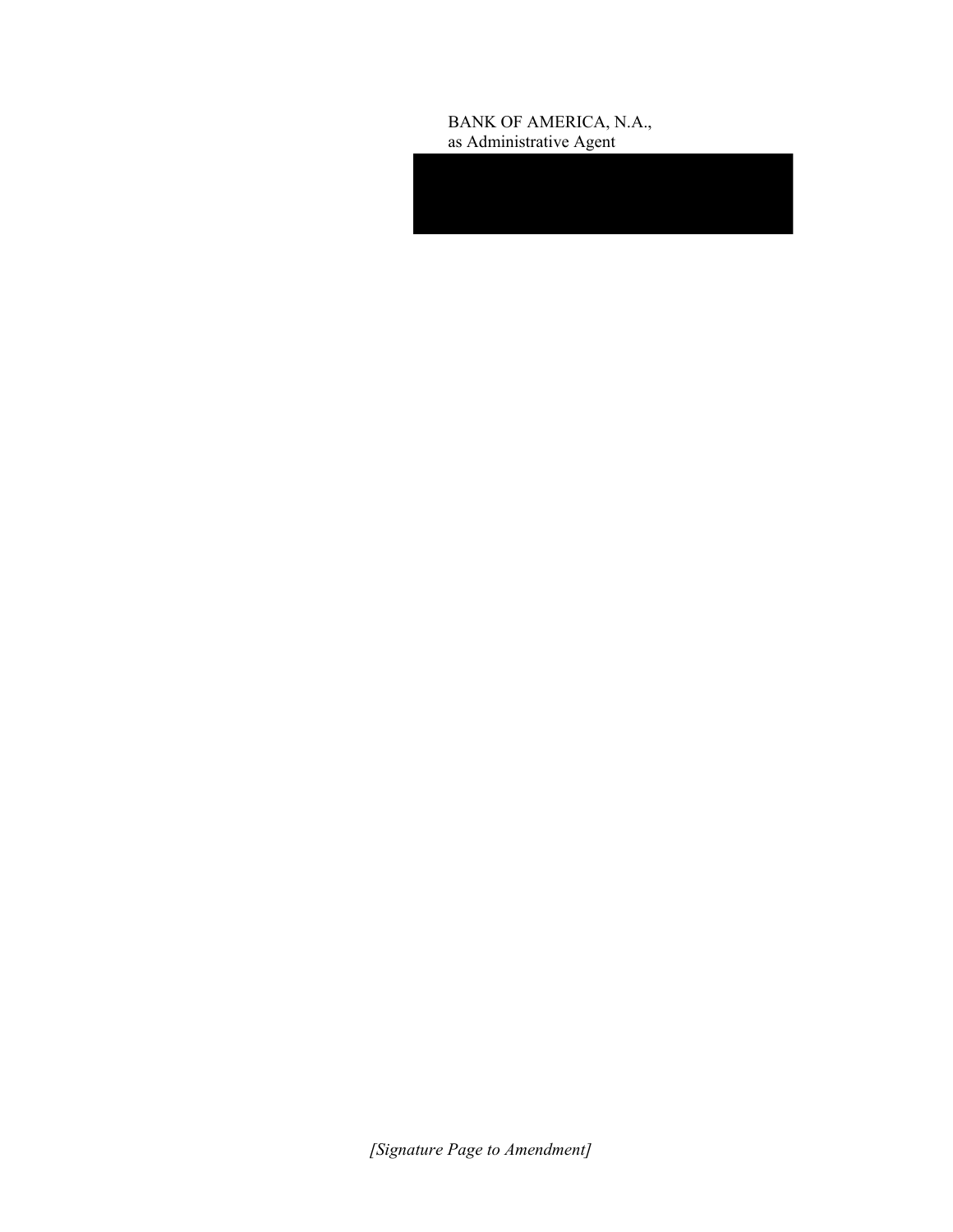BANK OF AMERICA, N.A.,
as Administrative Agent

*[Signature Page to Amendment]*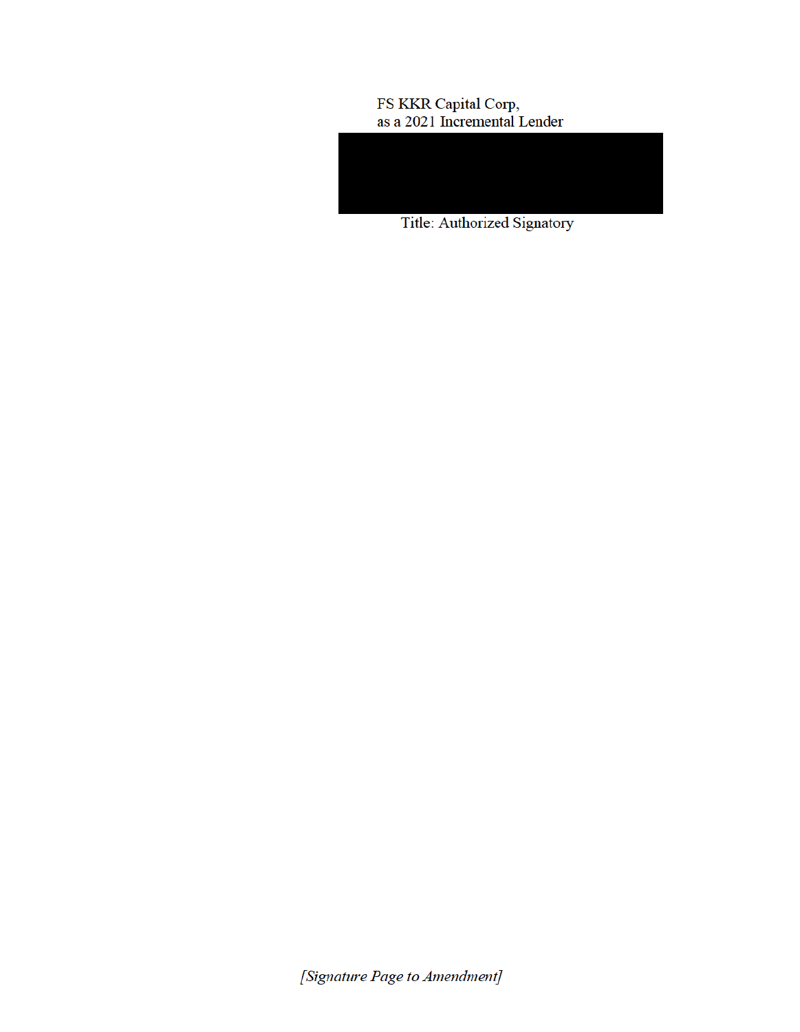FS KKR Capital Corp,
as a 2021 Incremental Lender

Title: Authorized Signatory

*[Signature Page to Amendment]*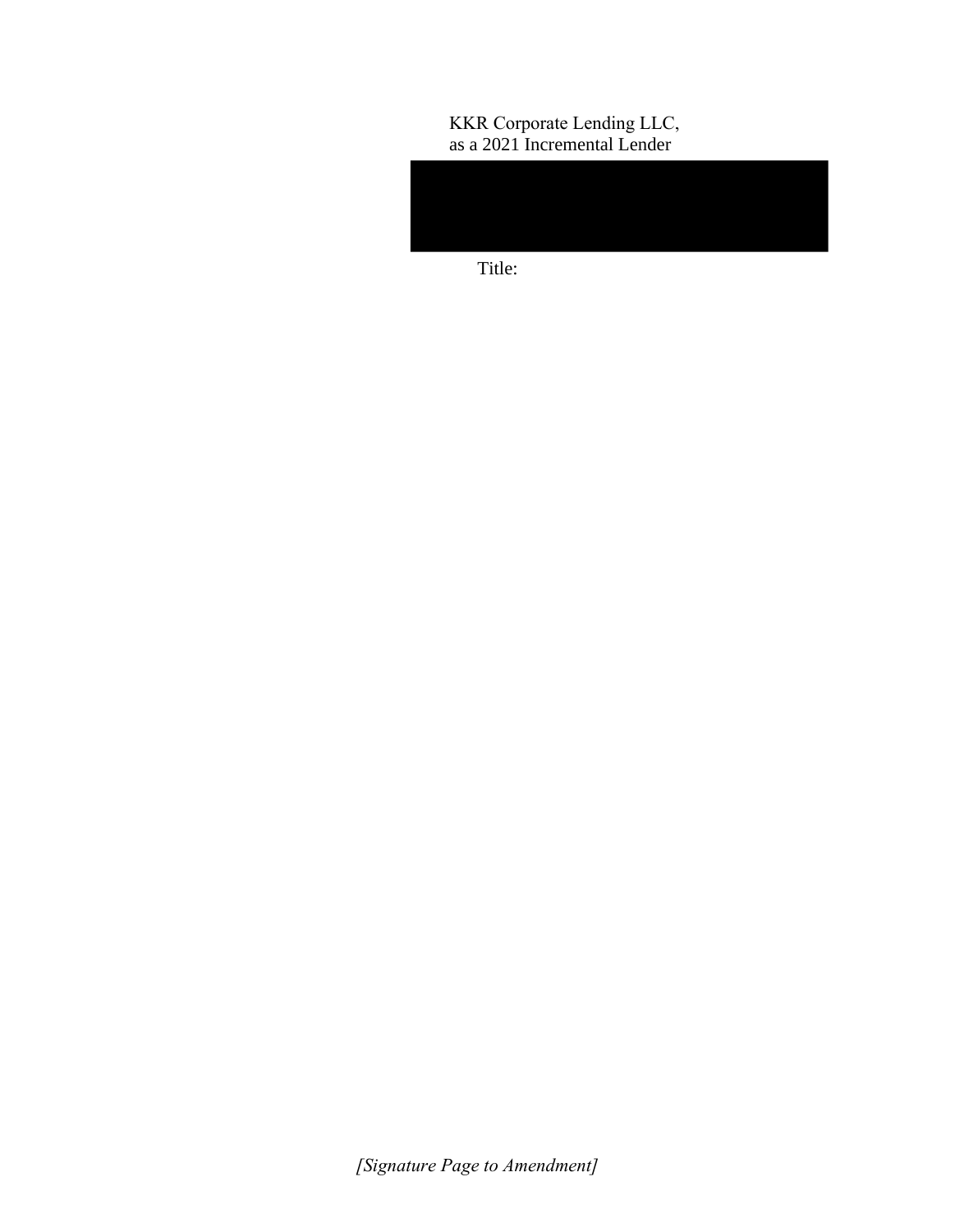KKR Corporate Lending LLC,
as a 2021 Incremental Lender

Title:

*[Signature Page to Amendment]*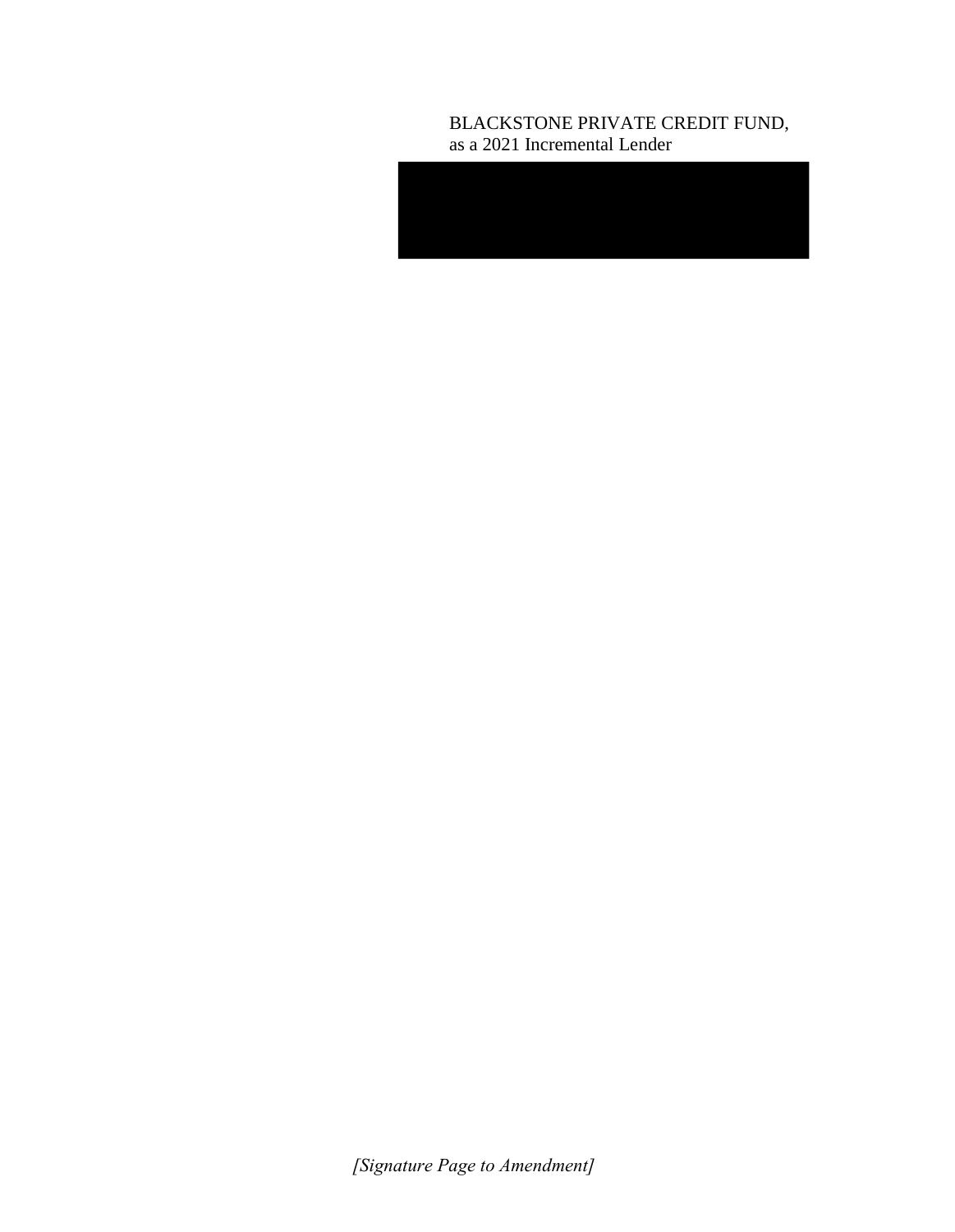BLACKSTONE PRIVATE CREDIT FUND,
as a 2021 Incremental Lender

*[Signature Page to Amendment]*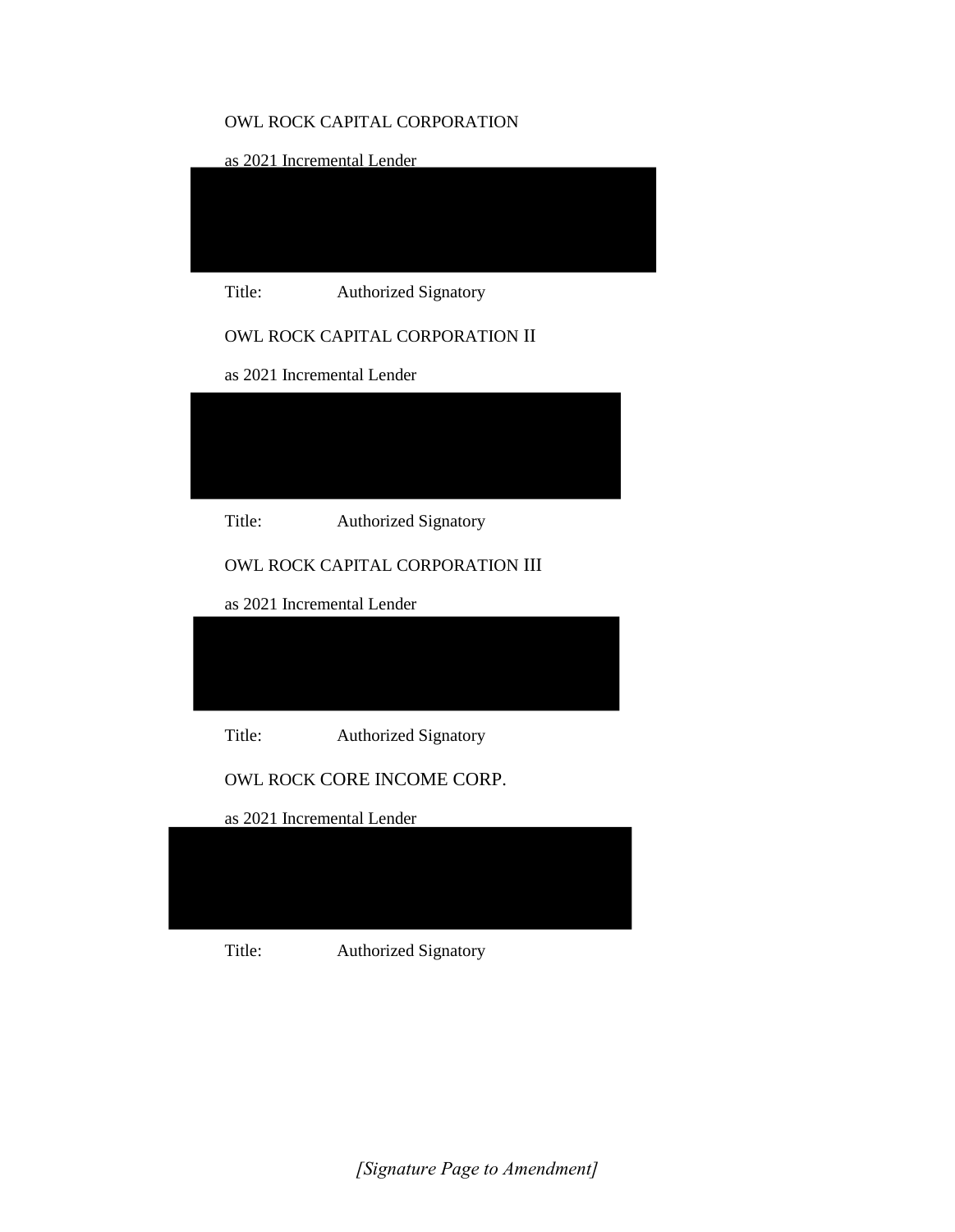OWL ROCK CAPITAL CORPORATION

as 2021 Incremental Lender

Title: Authorized Signatory

OWL ROCK CAPITAL CORPORATION II

as 2021 Incremental Lender

Title: Authorized Signatory

OWL ROCK CAPITAL CORPORATION III

as 2021 Incremental Lender

Title: Authorized Signatory

OWL ROCK CORE INCOME CORP.

as 2021 Incremental Lender

Title: Authorized Signatory

*[Signature Page to Amendment]*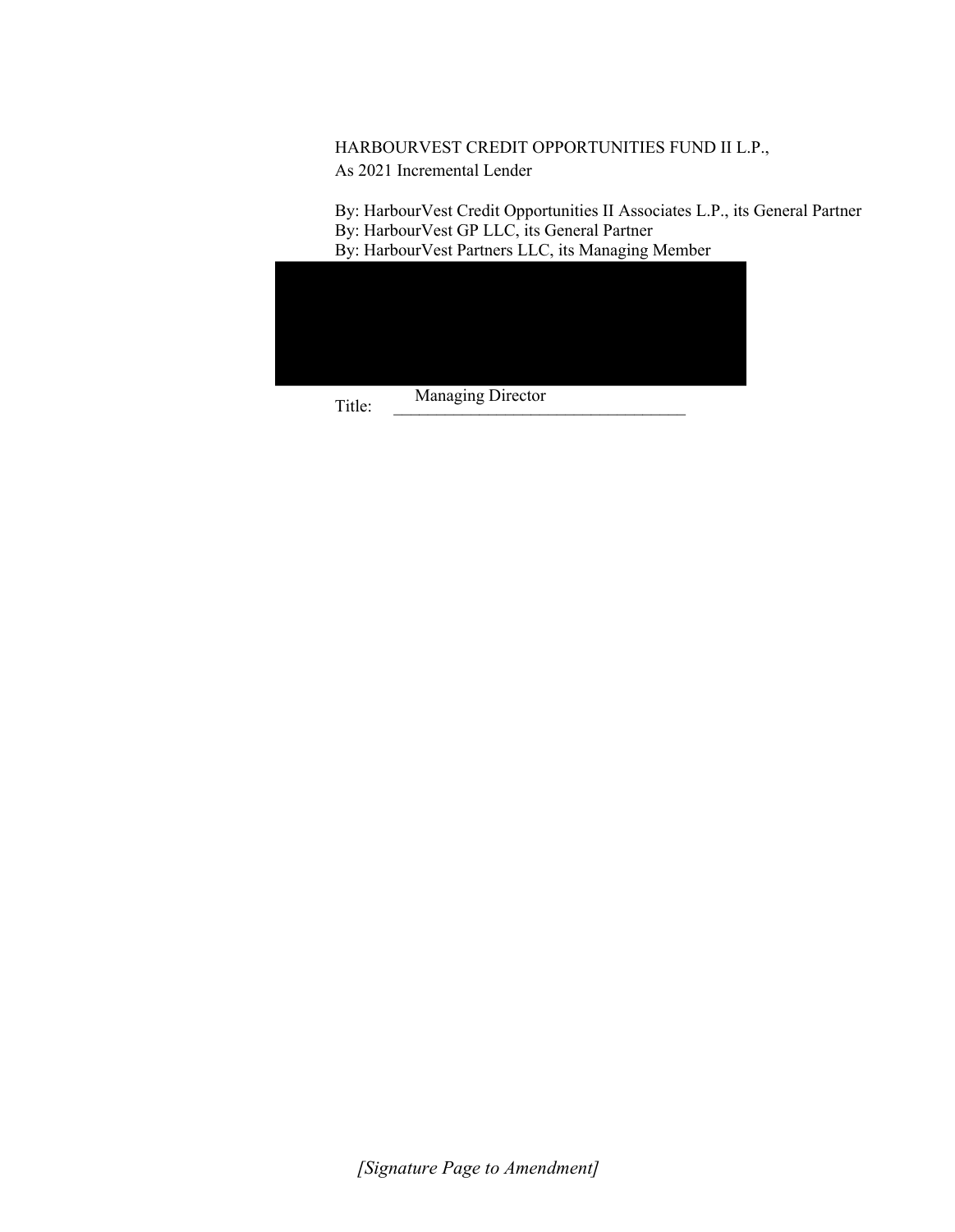HARBOURVEST CREDIT OPPORTUNITIES FUND II L.P.,
As 2021 Incremental Lender

By: HarbourVest Credit Opportunities II Associates L.P., its General Partner
By: HarbourVest GP LLC, its General Partner
By: HarbourVest Partners LLC, its Managing Member

Title: Managing Director

*[Signature Page to Amendment]*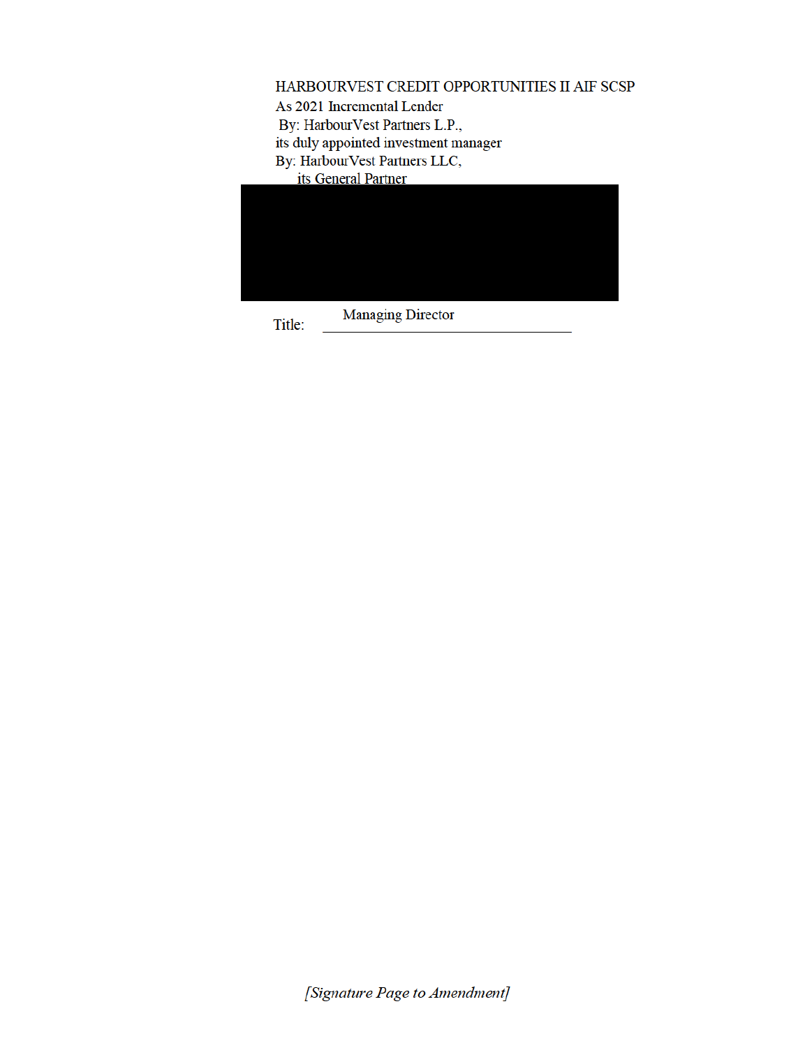HARBOURVEST CREDIT OPPORTUNITIES II AIF SCSP
As 2021 Incremental Lender
By: HarbourVest Partners L.P.,
its duly appointed investment manager
By: HarbourVest Partners LLC,
its General Partner

Title: Managing Director

*[Signature Page to Amendment]*